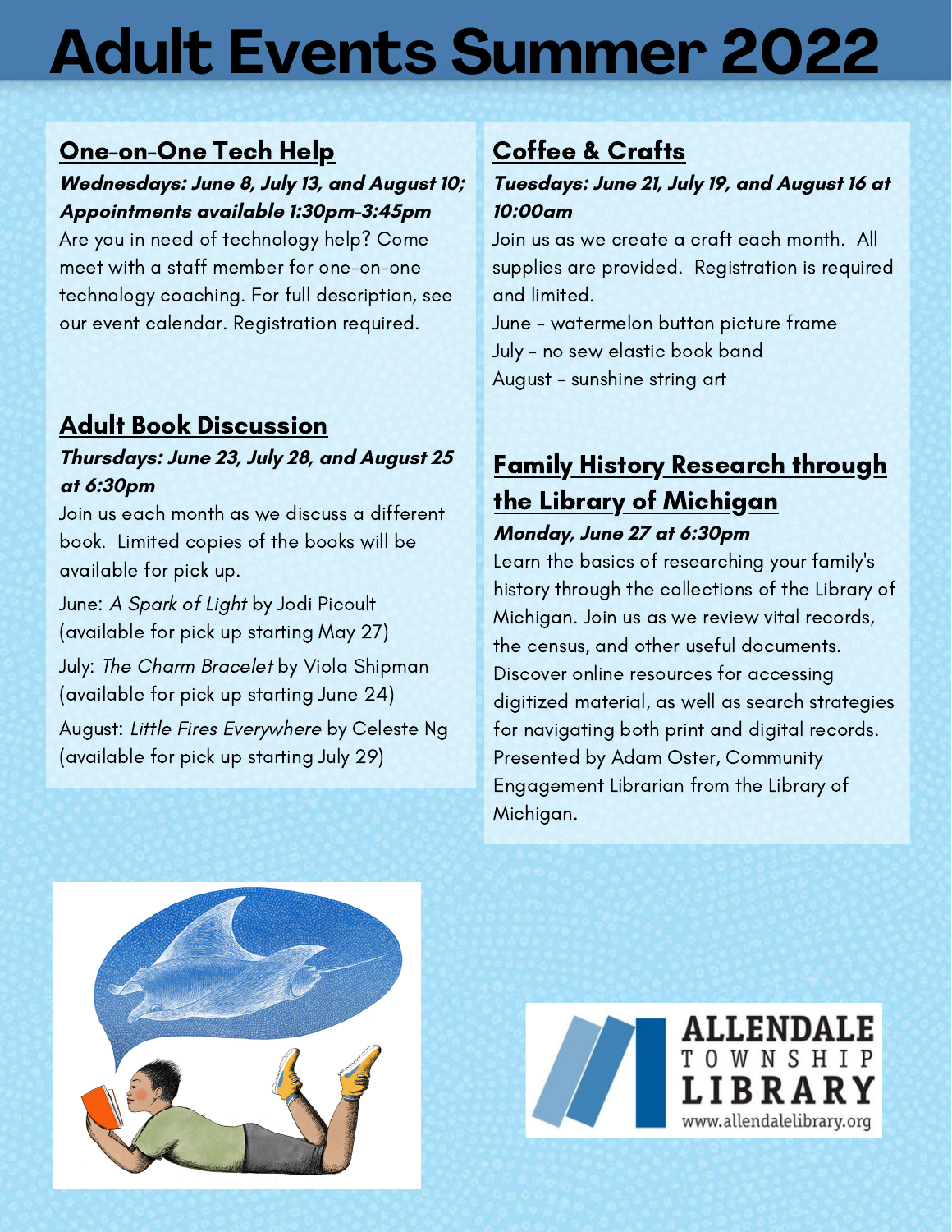# Adult Events Summer 2022

## One-on-One Tech Help

***Wednesdays: June 8, July 13, and August 10; Appointments available 1:30pm-3:45pm***

Are you in need of technology help? Come meet with a staff member for one-on-one technology coaching. For full description, see our event calendar. Registration required.

## Adult Book Discussion

***Thursdays: June 23, July 28, and August 25 at 6:30pm***

Join us each month as we discuss a different book. Limited copies of the books will be available for pick up.

June: *A Spark of Light* by Jodi Picoult (available for pick up starting May 27)

July: *The Charm Bracelet* by Viola Shipman (available for pick up starting June 24)

August: *Little Fires Everywhere* by Celeste Ng (available for pick up starting July 29)

## Coffee & Crafts

***Tuesdays: June 21, July 19, and August 16 at 10:00am***

Join us as we create a craft each month. All supplies are provided. Registration is required and limited.

June - watermelon button picture frame
July - no sew elastic book band
August - sunshine string art

## Family History Research through the Library of Michigan

***Monday, June 27 at 6:30pm***

Learn the basics of researching your family's history through the collections of the Library of Michigan. Join us as we review vital records, the census, and other useful documents. Discover online resources for accessing digitized material, as well as search strategies for navigating both print and digital records. Presented by Adam Oster, Community Engagement Librarian from the Library of Michigan.

ALLENDALE TOWNSHIP LIBRARY
www.allendalelibrary.org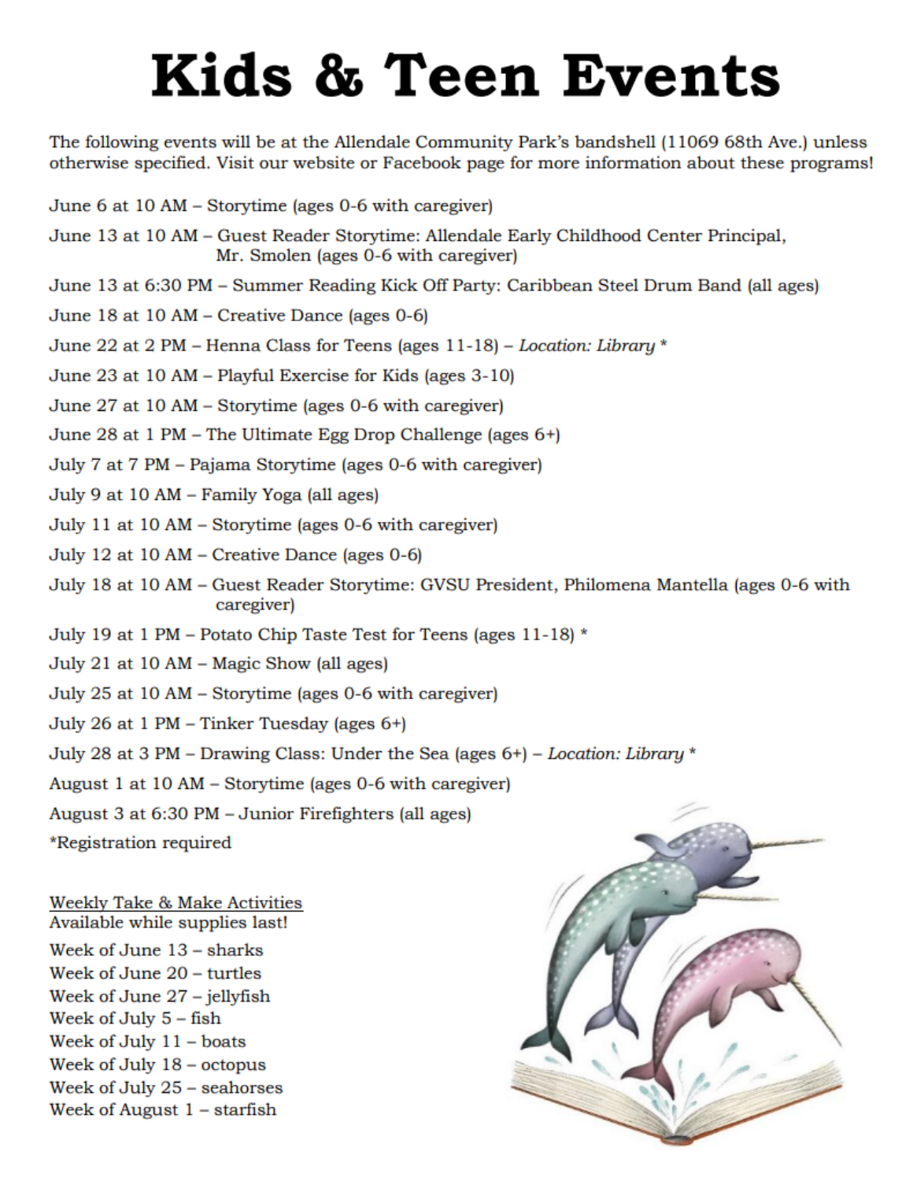# Kids & Teen Events

The following events will be at the Allendale Community Park's bandshell (11069 68th Ave.) unless otherwise specified. Visit our website or Facebook page for more information about these programs!

June 6 at 10 AM – Storytime (ages 0-6 with caregiver)

June 13 at 10 AM – Guest Reader Storytime: Allendale Early Childhood Center Principal, Mr. Smolen (ages 0-6 with caregiver)

June 13 at 6:30 PM – Summer Reading Kick Off Party: Caribbean Steel Drum Band (all ages)

June 18 at 10 AM – Creative Dance (ages 0-6)

June 22 at 2 PM – Henna Class for Teens (ages 11-18) – *Location: Library* *

June 23 at 10 AM – Playful Exercise for Kids (ages 3-10)

June 27 at 10 AM – Storytime (ages 0-6 with caregiver)

June 28 at 1 PM – The Ultimate Egg Drop Challenge (ages 6+)

July 7 at 7 PM – Pajama Storytime (ages 0-6 with caregiver)

July 9 at 10 AM – Family Yoga (all ages)

July 11 at 10 AM – Storytime (ages 0-6 with caregiver)

July 12 at 10 AM – Creative Dance (ages 0-6)

July 18 at 10 AM – Guest Reader Storytime: GVSU President, Philomena Mantella (ages 0-6 with caregiver)

July 19 at 1 PM – Potato Chip Taste Test for Teens (ages 11-18) *

July 21 at 10 AM – Magic Show (all ages)

July 25 at 10 AM – Storytime (ages 0-6 with caregiver)

July 26 at 1 PM – Tinker Tuesday (ages 6+)

July 28 at 3 PM – Drawing Class: Under the Sea (ages 6+) – *Location: Library* *

August 1 at 10 AM – Storytime (ages 0-6 with caregiver)

August 3 at 6:30 PM – Junior Firefighters (all ages)

*Registration required

Weekly Take & Make Activities
Available while supplies last!

Week of June 13 – sharks
Week of June 20 – turtles
Week of June 27 – jellyfish
Week of July 5 – fish
Week of July 11 – boats
Week of July 18 – octopus
Week of July 25 – seahorses
Week of August 1 – starfish